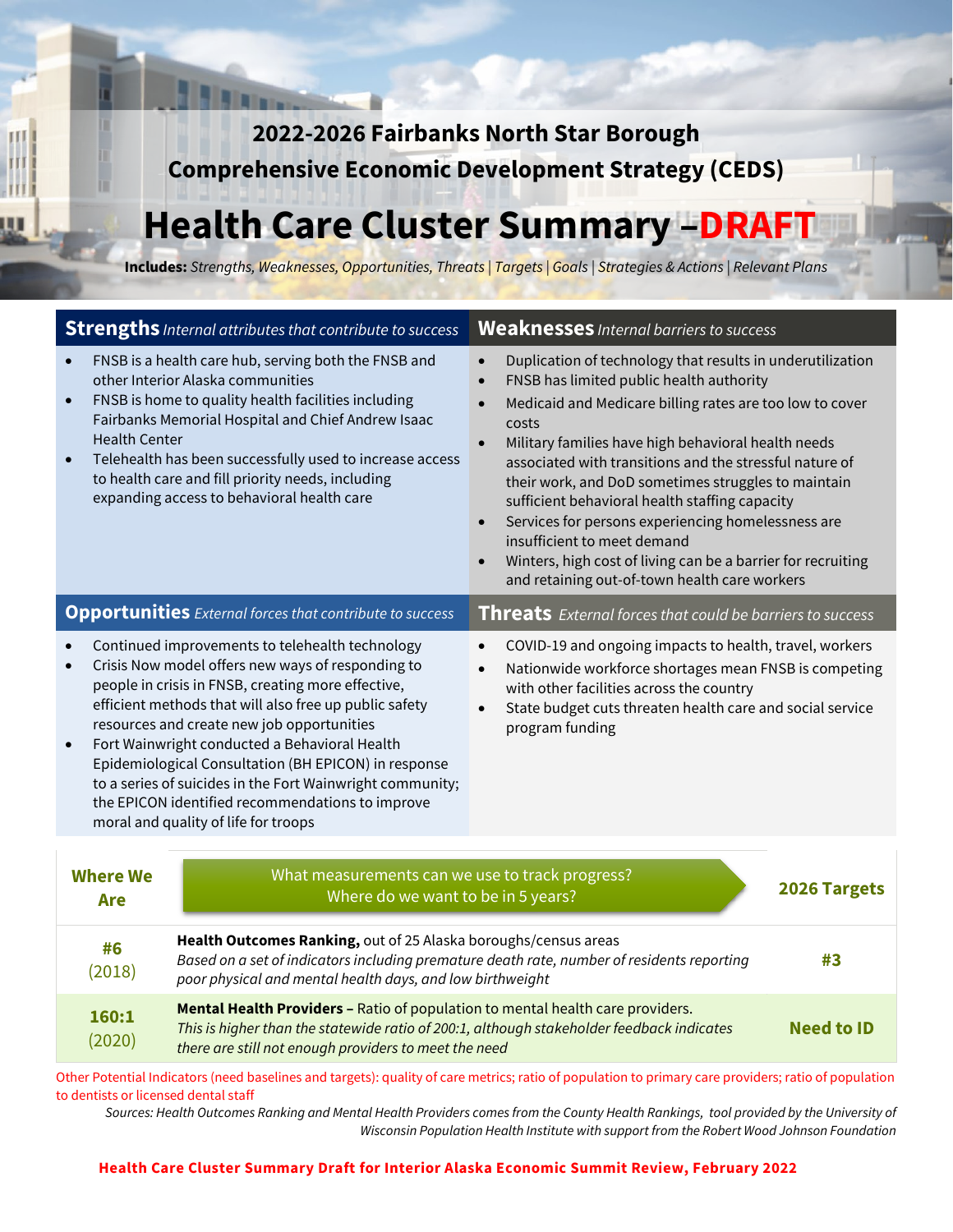# 2022-2026 Fairbanks North Star Borough Comprehensive Economic Development Strategy (CEDS)

# Health Care Cluster Summary –DRAFT

**Includes:** *Strengths, Weaknesses, Opportunities, Threats | Targets | Goals | Strategies & Actions | Relevant Plans*

## Strengths *Internal attributes that contribute to success*

- FNSB is a health care hub, serving both the FNSB and other Interior Alaska communities
- FNSB is home to quality health facilities including Fairbanks Memorial Hospital and Chief Andrew Isaac Health Center
- Telehealth has been successfully used to increase access to health care and fill priority needs, including expanding access to behavioral health care

## Weaknesses *Internal barriers to success*

- Duplication of technology that results in underutilization
- FNSB has limited public health authority
- Medicaid and Medicare billing rates are too low to cover costs
- Military families have high behavioral health needs associated with transitions and the stressful nature of their work, and DoD sometimes struggles to maintain sufficient behavioral health staffing capacity
- Services for persons experiencing homelessness are insufficient to meet demand
- Winters, high cost of living can be a barrier for recruiting and retaining out-of-town health care workers

## Opportunities *External forces that contribute to success*

- Continued improvements to telehealth technology
- Crisis Now model offers new ways of responding to people in crisis in FNSB, creating more effective, efficient methods that will also free up public safety resources and create new job opportunities
- Fort Wainwright conducted a Behavioral Health Epidemiological Consultation (BH EPICON) in response to a series of suicides in the Fort Wainwright community; the EPICON identified recommendations to improve moral and quality of life for troops

## Threats *External forces that could be barriers to success*

- COVID-19 and ongoing impacts to health, travel, workers
- Nationwide workforce shortages mean FNSB is competing with other facilities across the country
- State budget cuts threaten health care and social service program funding

| Where We Are | What measurements can we use to track progress? Where do we want to be in 5 years? | 2026 Targets |
|---|---|---|
| **#6** (2018) | **Health Outcomes Ranking,** out of 25 Alaska boroughs/census areas *Based on a set of indicators including premature death rate, number of residents reporting poor physical and mental health days, and low birthweight* | **#3** |
| **160:1** (2020) | **Mental Health Providers –** Ratio of population to mental health care providers. *This is higher than the statewide ratio of 200:1, although stakeholder feedback indicates there are still not enough providers to meet the need* | **Need to ID** |

Other Potential Indicators (need baselines and targets): quality of care metrics; ratio of population to primary care providers; ratio of population to dentists or licensed dental staff

*Sources: Health Outcomes Ranking and Mental Health Providers comes from the County Health Rankings, tool provided by the University of Wisconsin Population Health Institute with support from the Robert Wood Johnson Foundation*

**Health Care Cluster Summary Draft for Interior Alaska Economic Summit Review, February 2022**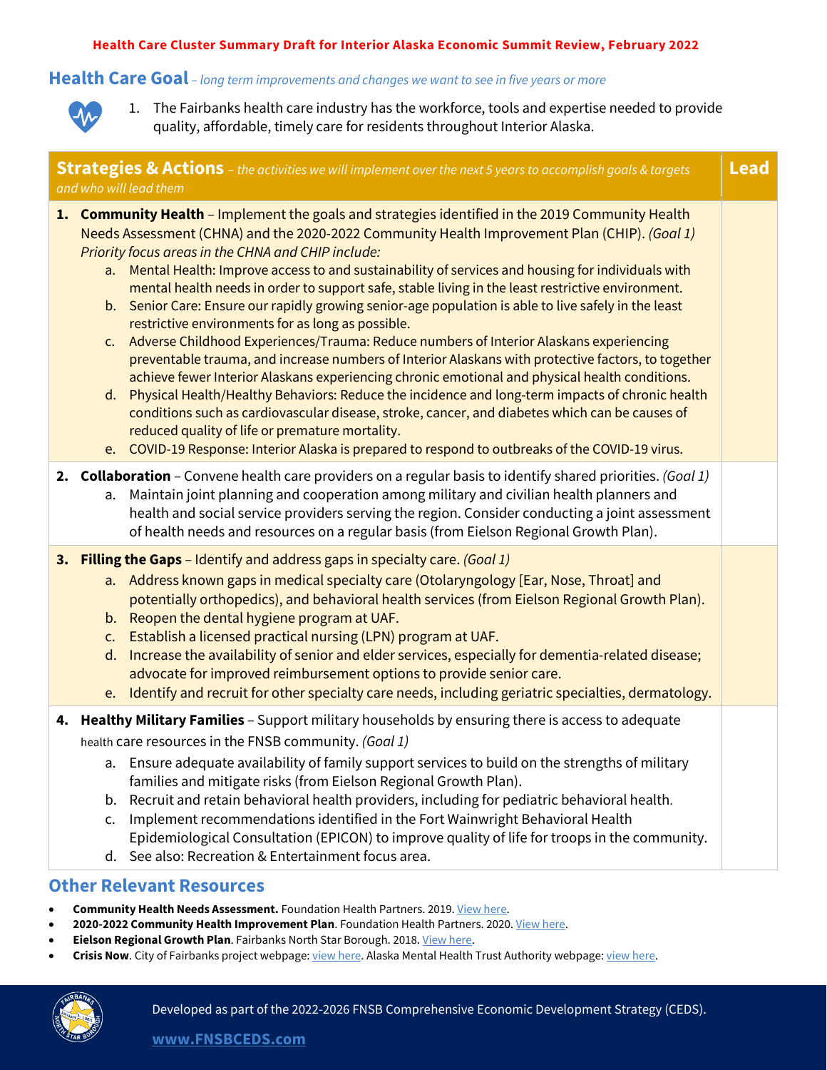**Health Care Cluster Summary Draft for Interior Alaska Economic Summit Review, February 2022**

## Health Care Goal – *long term improvements and changes we want to see in five years or more*

1. The Fairbanks health care industry has the workforce, tools and expertise needed to provide quality, affordable, timely care for residents throughout Interior Alaska.

| **Strategies & Actions** – *the activities we will implement over the next 5 years to accomplish goals & targets and who will lead them* | **Lead** |
| --- | --- |
| **1. Community Health** – Implement the goals and strategies identified in the 2019 Community Health Needs Assessment (CHNA) and the 2020-2022 Community Health Improvement Plan (CHIP). *(Goal 1)* *Priority focus areas in the CHNA and CHIP include:*<br>a. Mental Health: Improve access to and sustainability of services and housing for individuals with mental health needs in order to support safe, stable living in the least restrictive environment.<br>b. Senior Care: Ensure our rapidly growing senior-age population is able to live safely in the least restrictive environments for as long as possible.<br>c. Adverse Childhood Experiences/Trauma: Reduce numbers of Interior Alaskans experiencing preventable trauma, and increase numbers of Interior Alaskans with protective factors, to together achieve fewer Interior Alaskans experiencing chronic emotional and physical health conditions.<br>d. Physical Health/Healthy Behaviors: Reduce the incidence and long-term impacts of chronic health conditions such as cardiovascular disease, stroke, cancer, and diabetes which can be causes of reduced quality of life or premature mortality.<br>e. COVID-19 Response: Interior Alaska is prepared to respond to outbreaks of the COVID-19 virus. | |
| **2. Collaboration** – Convene health care providers on a regular basis to identify shared priorities. *(Goal 1)*<br>a. Maintain joint planning and cooperation among military and civilian health planners and health and social service providers serving the region. Consider conducting a joint assessment of health needs and resources on a regular basis (from Eielson Regional Growth Plan). | |
| **3. Filling the Gaps** – Identify and address gaps in specialty care. *(Goal 1)*<br>a. Address known gaps in medical specialty care (Otolaryngology [Ear, Nose, Throat] and potentially orthopedics), and behavioral health services (from Eielson Regional Growth Plan).<br>b. Reopen the dental hygiene program at UAF.<br>c. Establish a licensed practical nursing (LPN) program at UAF.<br>d. Increase the availability of senior and elder services, especially for dementia-related disease; advocate for improved reimbursement options to provide senior care.<br>e. Identify and recruit for other specialty care needs, including geriatric specialties, dermatology. | |
| **4. Healthy Military Families** – Support military households by ensuring there is access to adequate health care resources in the FNSB community. *(Goal 1)*<br>a. Ensure adequate availability of family support services to build on the strengths of military families and mitigate risks (from Eielson Regional Growth Plan).<br>b. Recruit and retain behavioral health providers, including for pediatric behavioral health.<br>c. Implement recommendations identified in the Fort Wainwright Behavioral Health Epidemiological Consultation (EPICON) to improve quality of life for troops in the community.<br>d. See also: Recreation & Entertainment focus area. | |

## Other Relevant Resources

- **Community Health Needs Assessment.** Foundation Health Partners. 2019. View here.
- **2020-2022 Community Health Improvement Plan**. Foundation Health Partners. 2020. View here.
- **Eielson Regional Growth Plan**. Fairbanks North Star Borough. 2018. View here.
- **Crisis Now**. City of Fairbanks project webpage: view here. Alaska Mental Health Trust Authority webpage: view here.

Developed as part of the 2022-2026 FNSB Comprehensive Economic Development Strategy (CEDS).

**www.FNSBCEDS.com**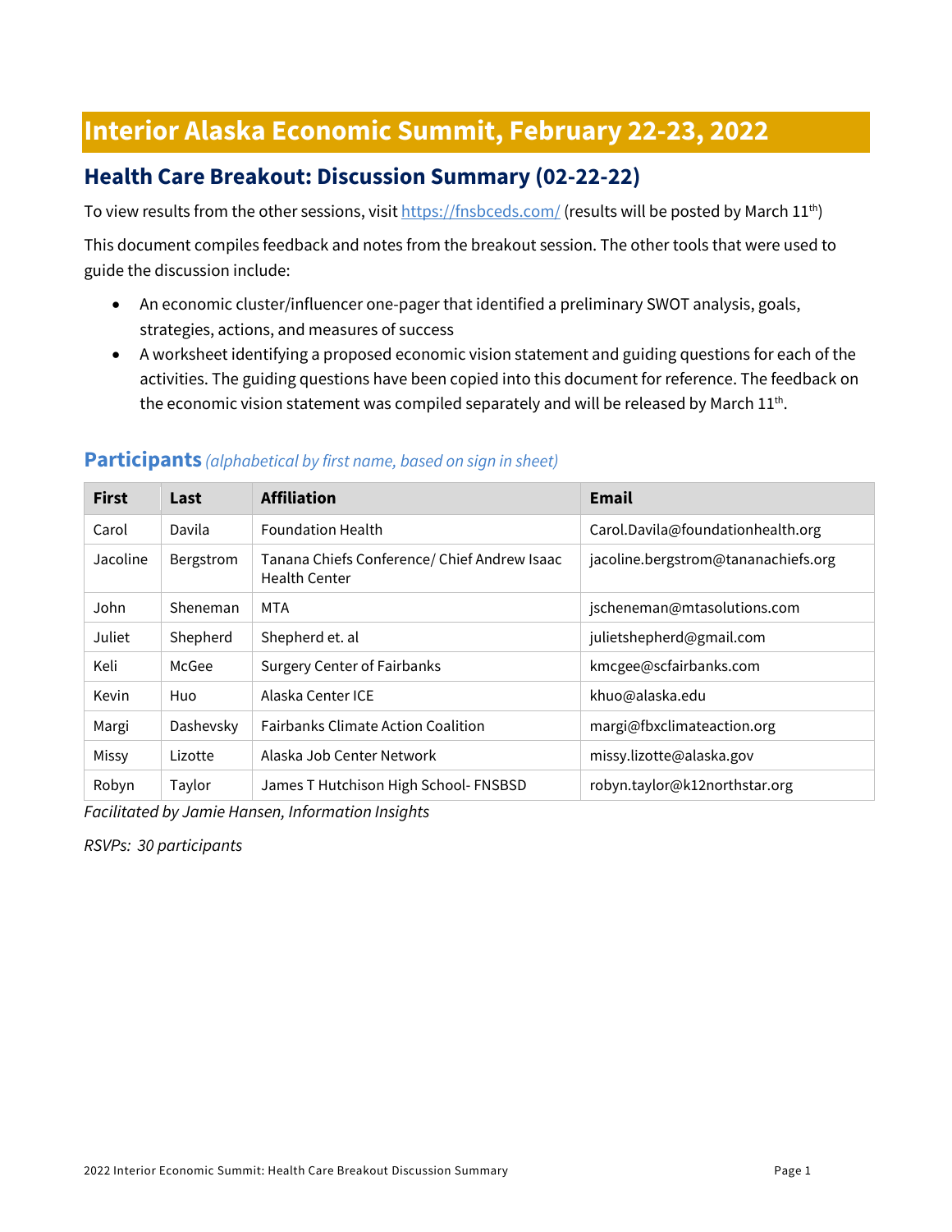# Interior Alaska Economic Summit, February 22-23, 2022

## Health Care Breakout: Discussion Summary (02-22-22)

To view results from the other sessions, visit https://fnsbceds.com/ (results will be posted by March 11th)

This document compiles feedback and notes from the breakout session. The other tools that were used to guide the discussion include:

- An economic cluster/influencer one-pager that identified a preliminary SWOT analysis, goals, strategies, actions, and measures of success
- A worksheet identifying a proposed economic vision statement and guiding questions for each of the activities. The guiding questions have been copied into this document for reference. The feedback on the economic vision statement was compiled separately and will be released by March 11th.

### Participants *(alphabetical by first name, based on sign in sheet)*

| First | Last | Affiliation | Email |
|---|---|---|---|
| Carol | Davila | Foundation Health | Carol.Davila@foundationhealth.org |
| Jacoline | Bergstrom | Tanana Chiefs Conference/ Chief Andrew Isaac Health Center | jacoline.bergstrom@tananachiefs.org |
| John | Sheneman | MTA | jscheneman@mtasolutions.com |
| Juliet | Shepherd | Shepherd et. al | julietshepherd@gmail.com |
| Keli | McGee | Surgery Center of Fairbanks | kmcgee@scfairbanks.com |
| Kevin | Huo | Alaska Center ICE | khuo@alaska.edu |
| Margi | Dashevsky | Fairbanks Climate Action Coalition | margi@fbxclimateaction.org |
| Missy | Lizotte | Alaska Job Center Network | missy.lizotte@alaska.gov |
| Robyn | Taylor | James T Hutchison High School- FNSBSD | robyn.taylor@k12northstar.org |

*Facilitated by Jamie Hansen, Information Insights*

*RSVPs: 30 participants*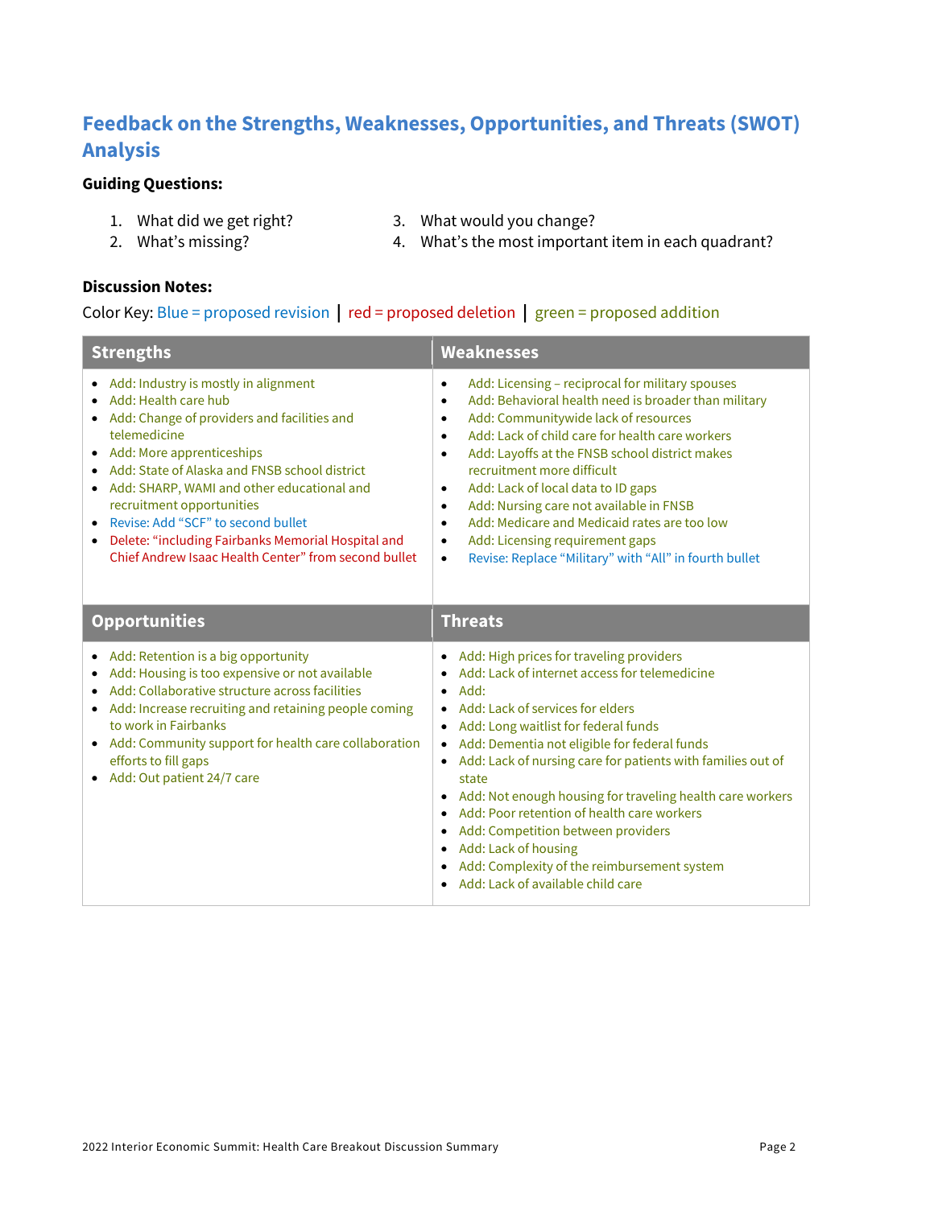## Feedback on the Strengths, Weaknesses, Opportunities, and Threats (SWOT) Analysis

**Guiding Questions:**

1. What did we get right?
2. What's missing?
3. What would you change?
4. What's the most important item in each quadrant?

**Discussion Notes:**

Color Key: Blue = proposed revision | red = proposed deletion | green = proposed addition

### Strengths

- Add: Industry is mostly in alignment
- Add: Health care hub
- Add: Change of providers and facilities and telemedicine
- Add: More apprenticeships
- Add: State of Alaska and FNSB school district
- Add: SHARP, WAMI and other educational and recruitment opportunities
- Revise: Add "SCF" to second bullet
- Delete: "including Fairbanks Memorial Hospital and Chief Andrew Isaac Health Center" from second bullet

### Weaknesses

- Add: Licensing – reciprocal for military spouses
- Add: Behavioral health need is broader than military
- Add: Communitywide lack of resources
- Add: Lack of child care for health care workers
- Add: Layoffs at the FNSB school district makes recruitment more difficult
- Add: Lack of local data to ID gaps
- Add: Nursing care not available in FNSB
- Add: Medicare and Medicaid rates are too low
- Add: Licensing requirement gaps
- Revise: Replace "Military" with "All" in fourth bullet

### Opportunities

- Add: Retention is a big opportunity
- Add: Housing is too expensive or not available
- Add: Collaborative structure across facilities
- Add: Increase recruiting and retaining people coming to work in Fairbanks
- Add: Community support for health care collaboration efforts to fill gaps
- Add: Out patient 24/7 care

### Threats

- Add: High prices for traveling providers
- Add: Lack of internet access for telemedicine
- Add:
- Add: Lack of services for elders
- Add: Long waitlist for federal funds
- Add: Dementia not eligible for federal funds
- Add: Lack of nursing care for patients with families out of state
- Add: Not enough housing for traveling health care workers
- Add: Poor retention of health care workers
- Add: Competition between providers
- Add: Lack of housing
- Add: Complexity of the reimbursement system
- Add: Lack of available child care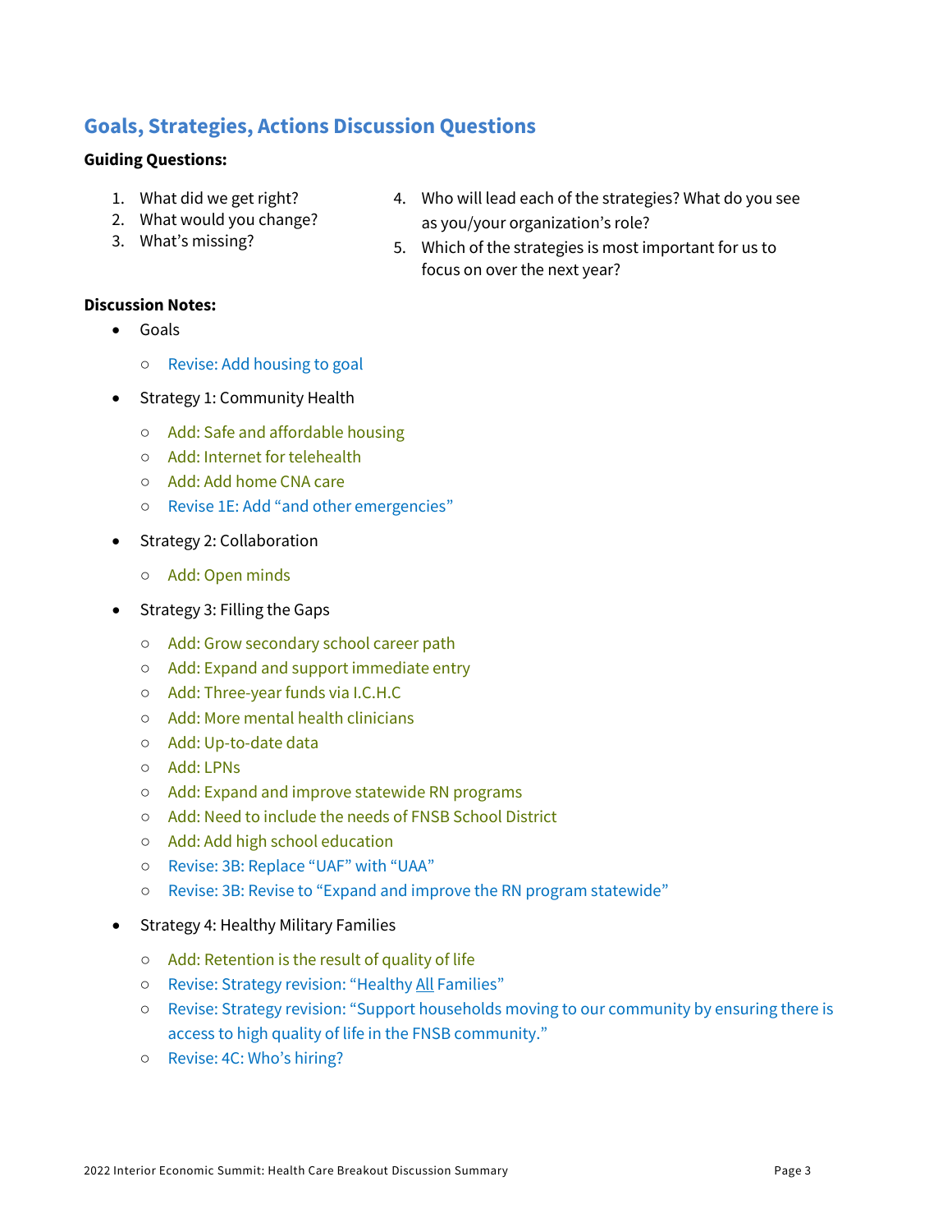## Goals, Strategies, Actions Discussion Questions

**Guiding Questions:**

1. What did we get right?
2. What would you change?
3. What's missing?
4. Who will lead each of the strategies? What do you see as you/your organization's role?
5. Which of the strategies is most important for us to focus on over the next year?

**Discussion Notes:**

- Goals
  - Revise: Add housing to goal
- Strategy 1: Community Health
  - Add: Safe and affordable housing
  - Add: Internet for telehealth
  - Add: Add home CNA care
  - Revise 1E: Add "and other emergencies"
- Strategy 2: Collaboration
  - Add: Open minds
- Strategy 3: Filling the Gaps
  - Add: Grow secondary school career path
  - Add: Expand and support immediate entry
  - Add: Three-year funds via I.C.H.C
  - Add: More mental health clinicians
  - Add: Up-to-date data
  - Add: LPNs
  - Add: Expand and improve statewide RN programs
  - Add: Need to include the needs of FNSB School District
  - Add: Add high school education
  - Revise: 3B: Replace "UAF" with "UAA"
  - Revise: 3B: Revise to "Expand and improve the RN program statewide"
- Strategy 4: Healthy Military Families
  - Add: Retention is the result of quality of life
  - Revise: Strategy revision: "Healthy <u>All</u> Families"
  - Revise: Strategy revision: "Support households moving to our community by ensuring there is access to high quality of life in the FNSB community."
  - Revise: 4C: Who's hiring?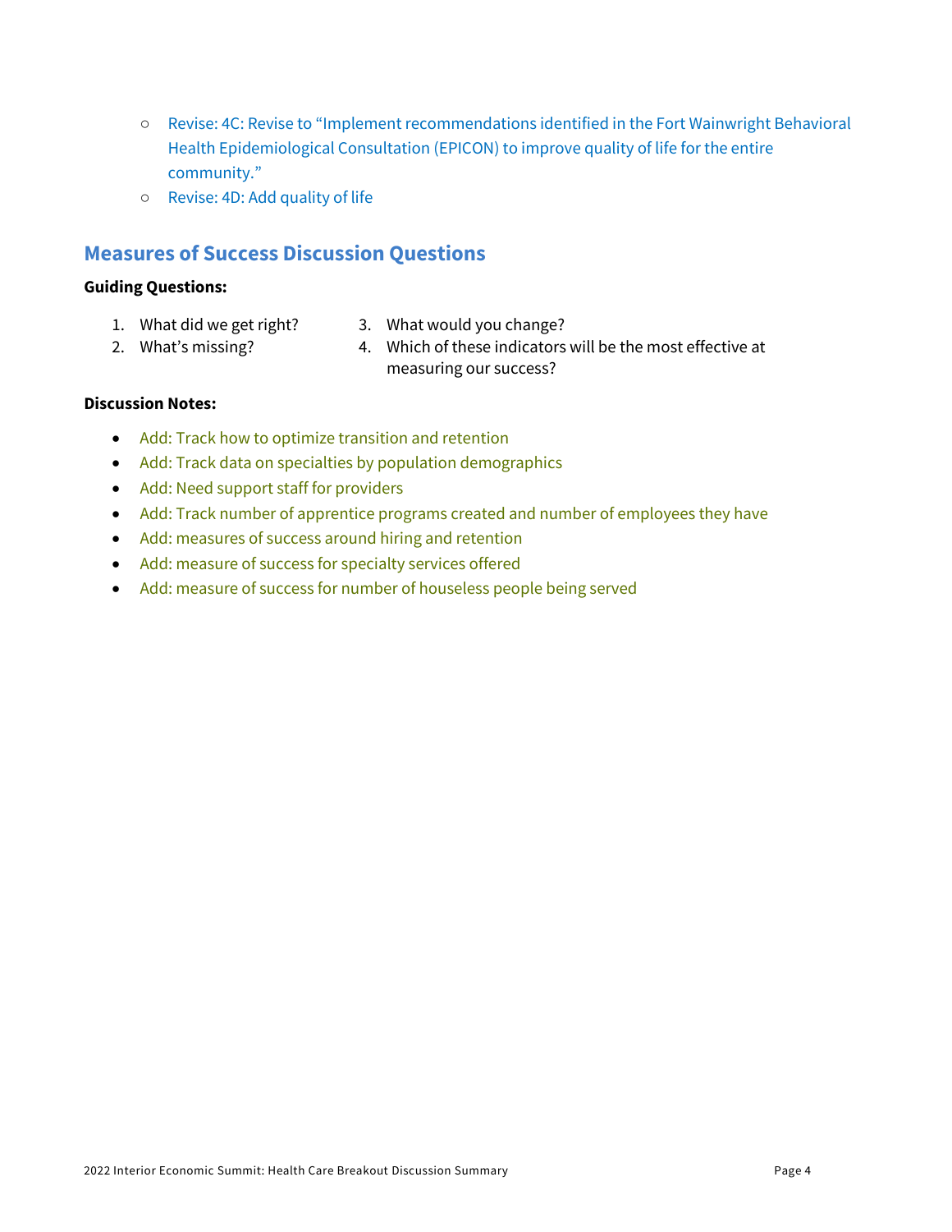- Revise: 4C: Revise to "Implement recommendations identified in the Fort Wainwright Behavioral Health Epidemiological Consultation (EPICON) to improve quality of life for the entire community."
- Revise: 4D: Add quality of life

## Measures of Success Discussion Questions

**Guiding Questions:**

1. What did we get right?
2. What's missing?
3. What would you change?
4. Which of these indicators will be the most effective at measuring our success?

**Discussion Notes:**

- Add: Track how to optimize transition and retention
- Add: Track data on specialties by population demographics
- Add: Need support staff for providers
- Add: Track number of apprentice programs created and number of employees they have
- Add: measures of success around hiring and retention
- Add: measure of success for specialty services offered
- Add: measure of success for number of houseless people being served